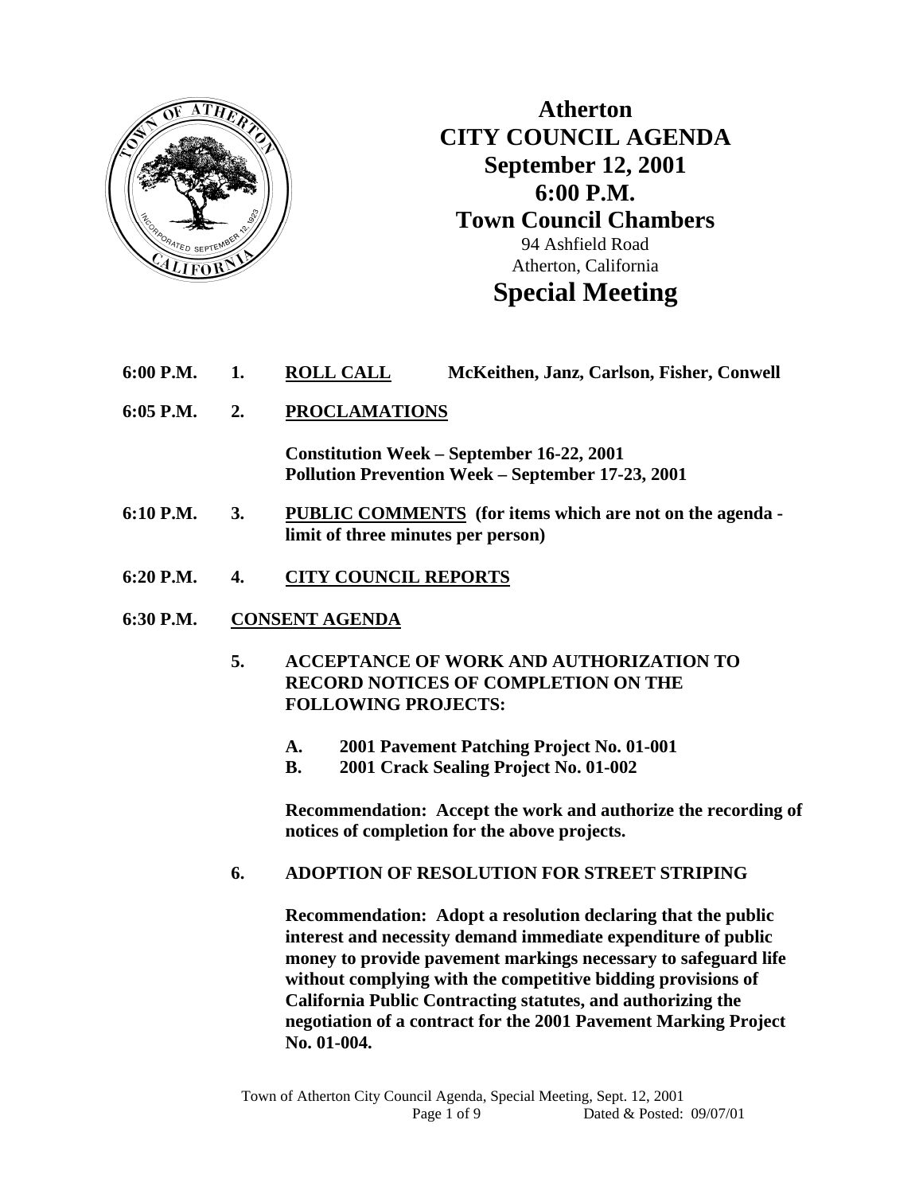# Atherton
# CITY COUNCIL AGENDA
## September 12, 2001
## 6:00 P.M.
## Town Council Chambers

94 Ashfield Road
Atherton, California

## Special Meeting

**6:00 P.M. 1. ROLL CALL** McKeithen, Janz, Carlson, Fisher, Conwell

**6:05 P.M. 2. PROCLAMATIONS**

**Constitution Week – September 16-22, 2001**
**Pollution Prevention Week – September 17-23, 2001**

**6:10 P.M. 3. PUBLIC COMMENTS (for items which are not on the agenda - limit of three minutes per person)**

**6:20 P.M. 4. CITY COUNCIL REPORTS**

**6:30 P.M. CONSENT AGENDA**

**5. ACCEPTANCE OF WORK AND AUTHORIZATION TO RECORD NOTICES OF COMPLETION ON THE FOLLOWING PROJECTS:**

**A. 2001 Pavement Patching Project No. 01-001**
**B. 2001 Crack Sealing Project No. 01-002**

**Recommendation: Accept the work and authorize the recording of notices of completion for the above projects.**

**6. ADOPTION OF RESOLUTION FOR STREET STRIPING**

**Recommendation: Adopt a resolution declaring that the public interest and necessity demand immediate expenditure of public money to provide pavement markings necessary to safeguard life without complying with the competitive bidding provisions of California Public Contracting statutes, and authorizing the negotiation of a contract for the 2001 Pavement Marking Project No. 01-004.**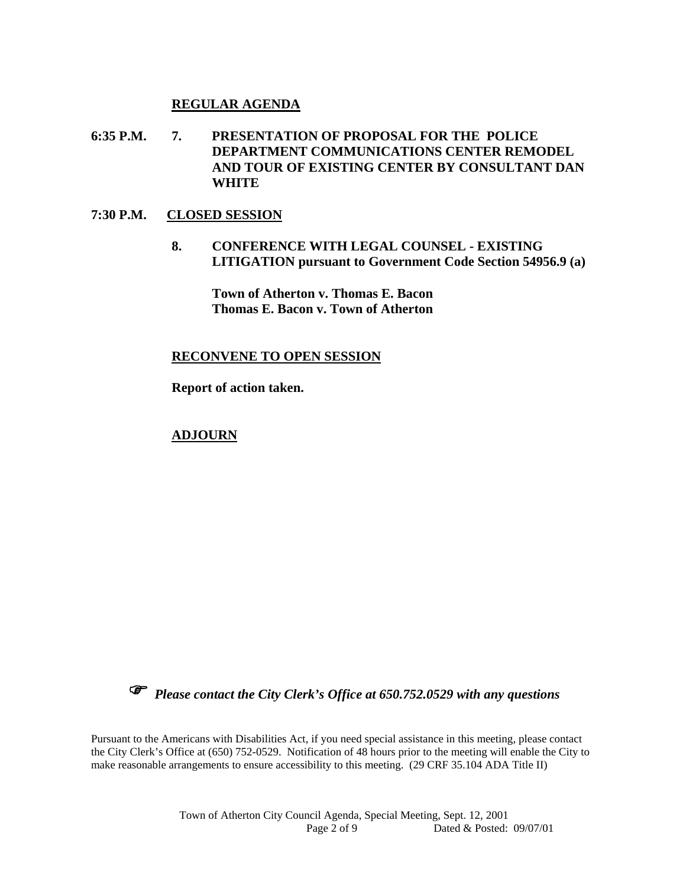## REGULAR AGENDA

**6:35 P.M. 7. PRESENTATION OF PROPOSAL FOR THE POLICE DEPARTMENT COMMUNICATIONS CENTER REMODEL AND TOUR OF EXISTING CENTER BY CONSULTANT DAN WHITE**

## 7:30 P.M. CLOSED SESSION

**8. CONFERENCE WITH LEGAL COUNSEL - EXISTING LITIGATION pursuant to Government Code Section 54956.9 (a)**

**Town of Atherton v. Thomas E. Bacon**
**Thomas E. Bacon v. Town of Atherton**

## RECONVENE TO OPEN SESSION

**Report of action taken.**

## ADJOURN

☞ ***Please contact the City Clerk's Office at 650.752.0529 with any questions***

Pursuant to the Americans with Disabilities Act, if you need special assistance in this meeting, please contact the City Clerk's Office at (650) 752-0529. Notification of 48 hours prior to the meeting will enable the City to make reasonable arrangements to ensure accessibility to this meeting. (29 CRF 35.104 ADA Title II)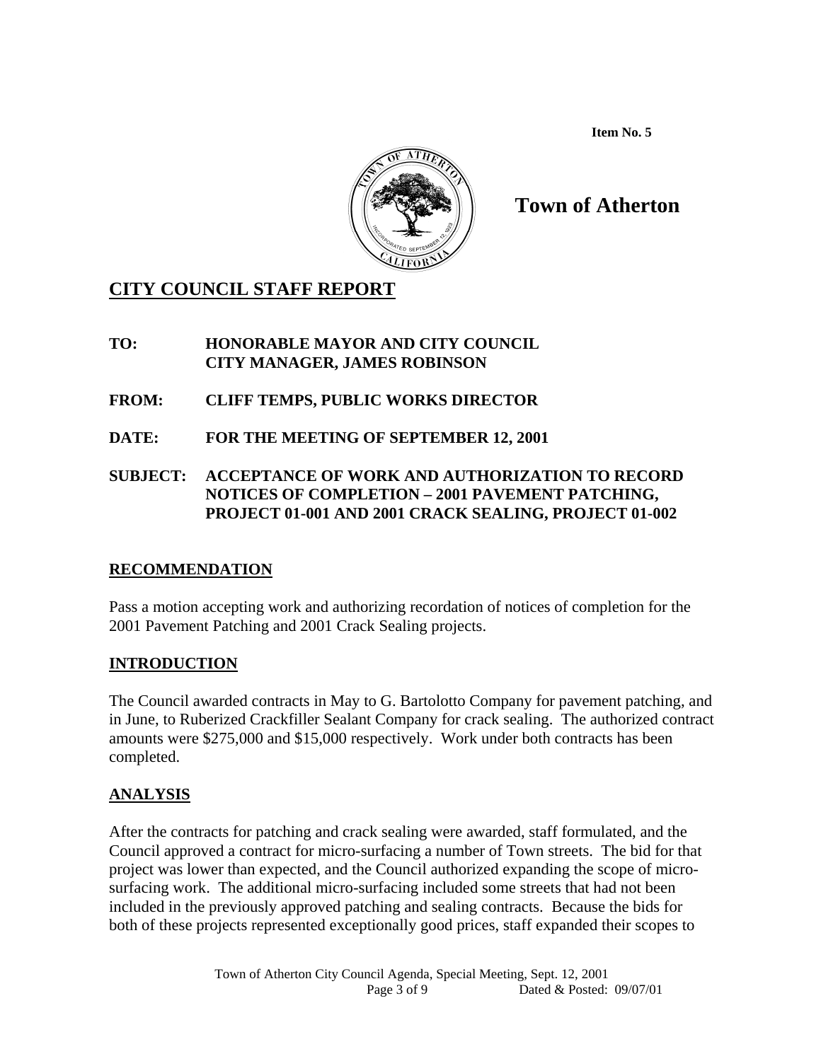**Item No. 5**

# Town of Atherton

## CITY COUNCIL STAFF REPORT

**TO: HONORABLE MAYOR AND CITY COUNCIL**
**CITY MANAGER, JAMES ROBINSON**

**FROM: CLIFF TEMPS, PUBLIC WORKS DIRECTOR**

**DATE: FOR THE MEETING OF SEPTEMBER 12, 2001**

**SUBJECT: ACCEPTANCE OF WORK AND AUTHORIZATION TO RECORD NOTICES OF COMPLETION – 2001 PAVEMENT PATCHING, PROJECT 01-001 AND 2001 CRACK SEALING, PROJECT 01-002**

### RECOMMENDATION

Pass a motion accepting work and authorizing recordation of notices of completion for the 2001 Pavement Patching and 2001 Crack Sealing projects.

### INTRODUCTION

The Council awarded contracts in May to G. Bartolotto Company for pavement patching, and in June, to Ruberized Crackfiller Sealant Company for crack sealing. The authorized contract amounts were $275,000 and $15,000 respectively. Work under both contracts has been completed.

### ANALYSIS

After the contracts for patching and crack sealing were awarded, staff formulated, and the Council approved a contract for micro-surfacing a number of Town streets. The bid for that project was lower than expected, and the Council authorized expanding the scope of micro-surfacing work. The additional micro-surfacing included some streets that had not been included in the previously approved patching and sealing contracts. Because the bids for both of these projects represented exceptionally good prices, staff expanded their scopes to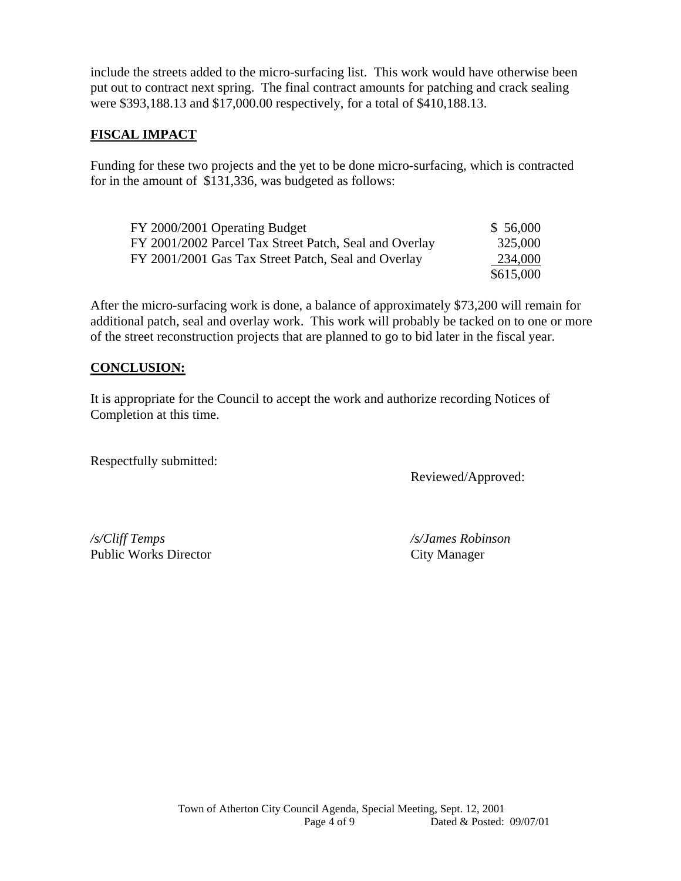include the streets added to the micro-surfacing list. This work would have otherwise been put out to contract next spring. The final contract amounts for patching and crack sealing were $393,188.13 and $17,000.00 respectively, for a total of $410,188.13.

**FISCAL IMPACT**

Funding for these two projects and the yet to be done micro-surfacing, which is contracted for in the amount of $131,336, was budgeted as follows:

| | |
|---|---|
| FY 2000/2001 Operating Budget | $ 56,000 |
| FY 2001/2002 Parcel Tax Street Patch, Seal and Overlay | 325,000 |
| FY 2001/2001 Gas Tax Street Patch, Seal and Overlay | 234,000 |
| | $615,000 |

After the micro-surfacing work is done, a balance of approximately $73,200 will remain for additional patch, seal and overlay work. This work will probably be tacked on to one or more of the street reconstruction projects that are planned to go to bid later in the fiscal year.

**CONCLUSION:**

It is appropriate for the Council to accept the work and authorize recording Notices of Completion at this time.

Respectfully submitted:

Reviewed/Approved:

*/s/Cliff Temps*
Public Works Director

*/s/James Robinson*
City Manager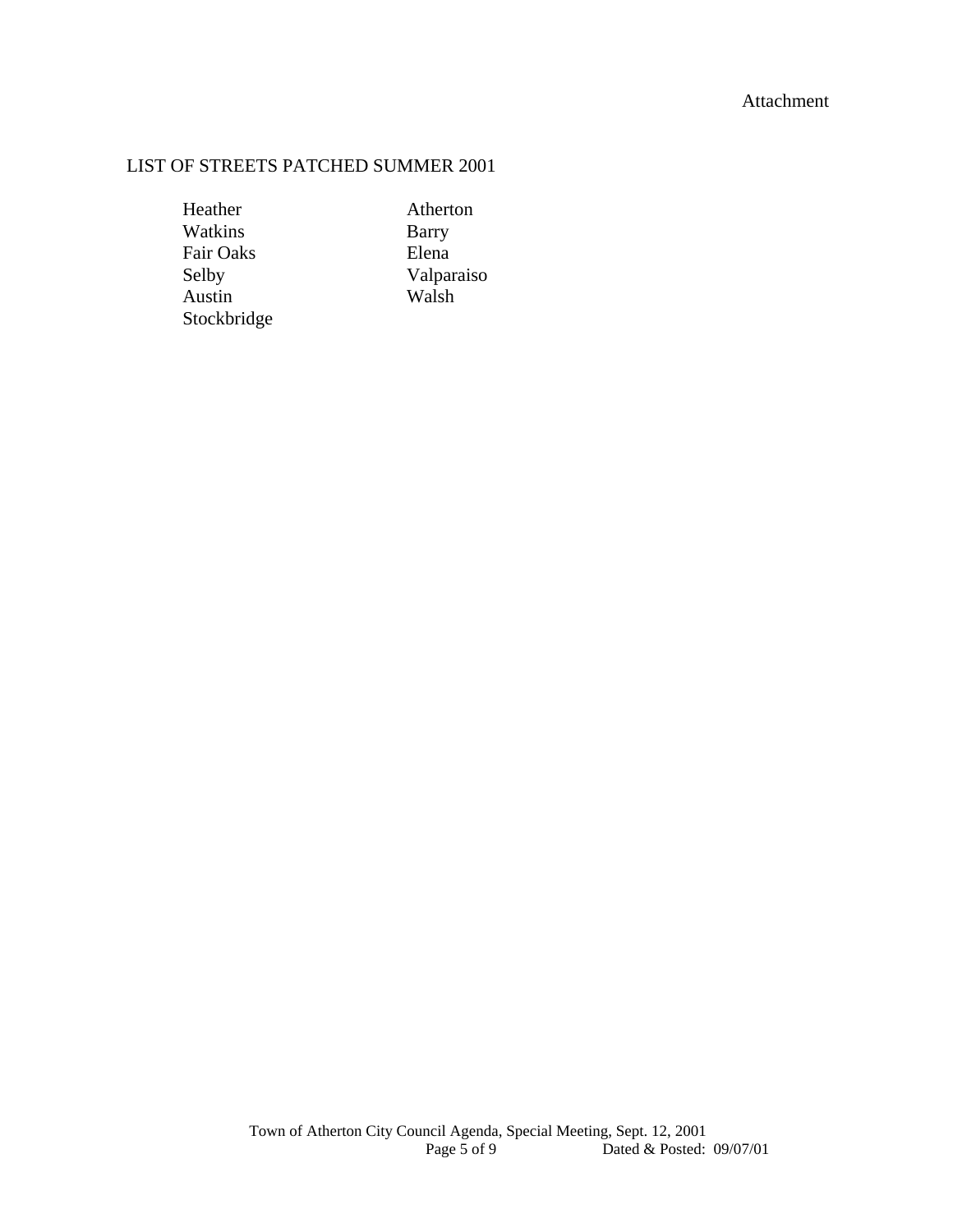Attachment

LIST OF STREETS PATCHED SUMMER 2001

- Heather
- Watkins
- Fair Oaks
- Selby
- Austin
- Stockbridge
- Atherton
- Barry
- Elena
- Valparaiso
- Walsh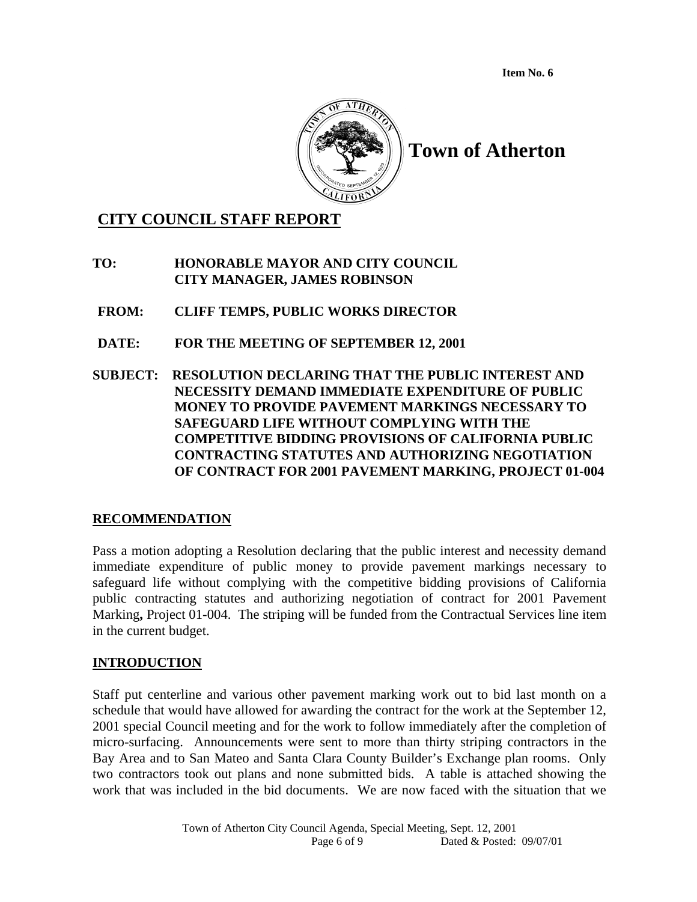Item No. 6

# Town of Atherton

## CITY COUNCIL STAFF REPORT

**TO:** **HONORABLE MAYOR AND CITY COUNCIL**
**CITY MANAGER, JAMES ROBINSON**

**FROM:** **CLIFF TEMPS, PUBLIC WORKS DIRECTOR**

**DATE:** **FOR THE MEETING OF SEPTEMBER 12, 2001**

**SUBJECT:** **RESOLUTION DECLARING THAT THE PUBLIC INTEREST AND NECESSITY DEMAND IMMEDIATE EXPENDITURE OF PUBLIC MONEY TO PROVIDE PAVEMENT MARKINGS NECESSARY TO SAFEGUARD LIFE WITHOUT COMPLYING WITH THE COMPETITIVE BIDDING PROVISIONS OF CALIFORNIA PUBLIC CONTRACTING STATUTES AND AUTHORIZING NEGOTIATION OF CONTRACT FOR 2001 PAVEMENT MARKING, PROJECT 01-004**

### RECOMMENDATION

Pass a motion adopting a Resolution declaring that the public interest and necessity demand immediate expenditure of public money to provide pavement markings necessary to safeguard life without complying with the competitive bidding provisions of California public contracting statutes and authorizing negotiation of contract for 2001 Pavement Marking**,** Project 01-004. The striping will be funded from the Contractual Services line item in the current budget.

### INTRODUCTION

Staff put centerline and various other pavement marking work out to bid last month on a schedule that would have allowed for awarding the contract for the work at the September 12, 2001 special Council meeting and for the work to follow immediately after the completion of micro-surfacing. Announcements were sent to more than thirty striping contractors in the Bay Area and to San Mateo and Santa Clara County Builder's Exchange plan rooms. Only two contractors took out plans and none submitted bids. A table is attached showing the work that was included in the bid documents. We are now faced with the situation that we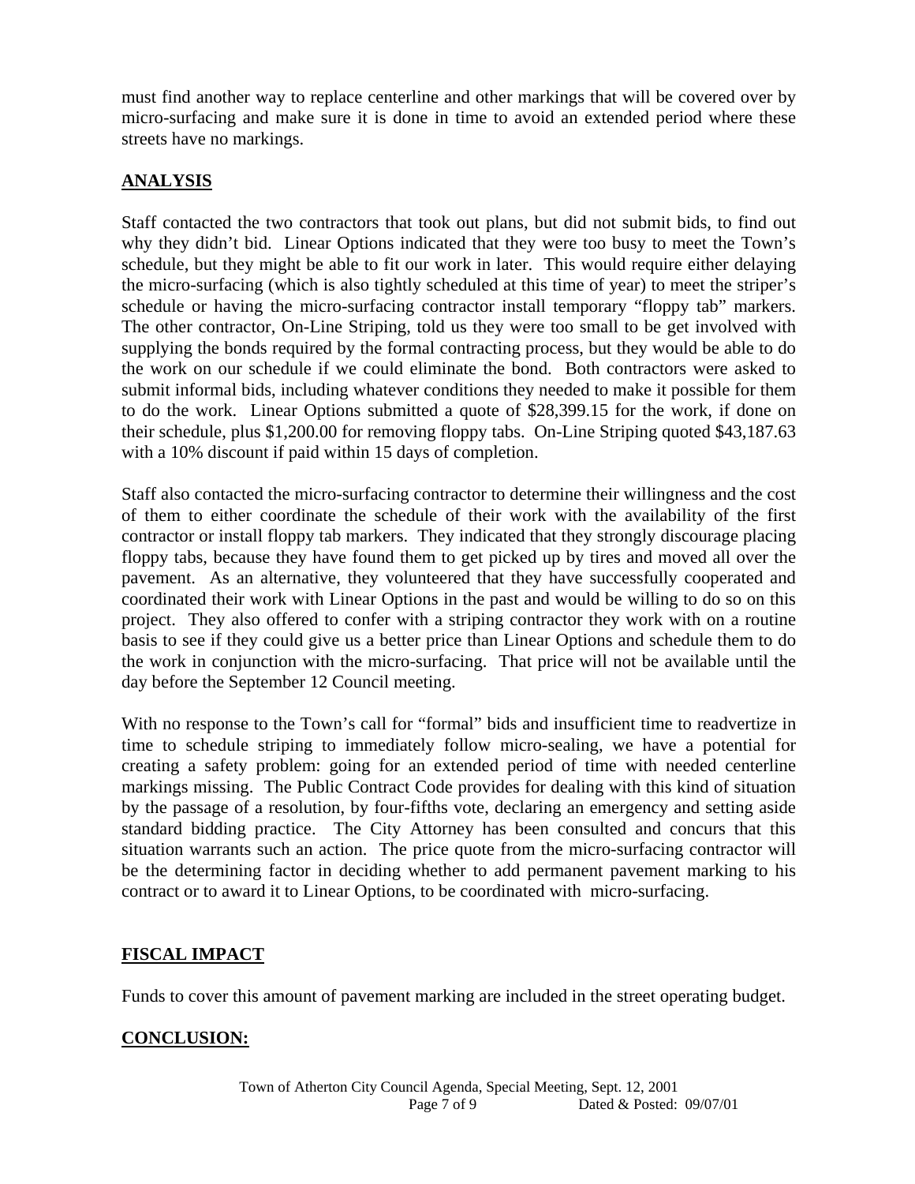must find another way to replace centerline and other markings that will be covered over by micro-surfacing and make sure it is done in time to avoid an extended period where these streets have no markings.

## ANALYSIS

Staff contacted the two contractors that took out plans, but did not submit bids, to find out why they didn't bid. Linear Options indicated that they were too busy to meet the Town's schedule, but they might be able to fit our work in later. This would require either delaying the micro-surfacing (which is also tightly scheduled at this time of year) to meet the striper's schedule or having the micro-surfacing contractor install temporary "floppy tab" markers. The other contractor, On-Line Striping, told us they were too small to be get involved with supplying the bonds required by the formal contracting process, but they would be able to do the work on our schedule if we could eliminate the bond. Both contractors were asked to submit informal bids, including whatever conditions they needed to make it possible for them to do the work. Linear Options submitted a quote of $28,399.15 for the work, if done on their schedule, plus $1,200.00 for removing floppy tabs. On-Line Striping quoted $43,187.63 with a 10% discount if paid within 15 days of completion.

Staff also contacted the micro-surfacing contractor to determine their willingness and the cost of them to either coordinate the schedule of their work with the availability of the first contractor or install floppy tab markers. They indicated that they strongly discourage placing floppy tabs, because they have found them to get picked up by tires and moved all over the pavement. As an alternative, they volunteered that they have successfully cooperated and coordinated their work with Linear Options in the past and would be willing to do so on this project. They also offered to confer with a striping contractor they work with on a routine basis to see if they could give us a better price than Linear Options and schedule them to do the work in conjunction with the micro-surfacing. That price will not be available until the day before the September 12 Council meeting.

With no response to the Town's call for "formal" bids and insufficient time to readvertize in time to schedule striping to immediately follow micro-sealing, we have a potential for creating a safety problem: going for an extended period of time with needed centerline markings missing. The Public Contract Code provides for dealing with this kind of situation by the passage of a resolution, by four-fifths vote, declaring an emergency and setting aside standard bidding practice. The City Attorney has been consulted and concurs that this situation warrants such an action. The price quote from the micro-surfacing contractor will be the determining factor in deciding whether to add permanent pavement marking to his contract or to award it to Linear Options, to be coordinated with micro-surfacing.

## FISCAL IMPACT

Funds to cover this amount of pavement marking are included in the street operating budget.

## CONCLUSION: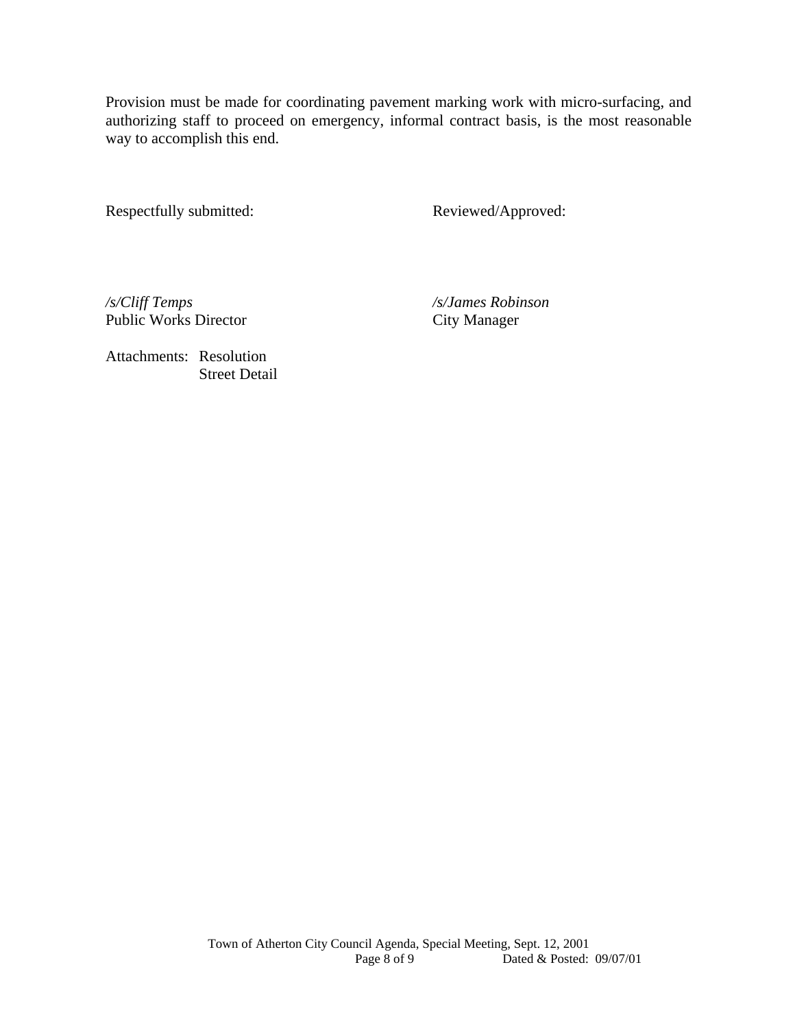Provision must be made for coordinating pavement marking work with micro-surfacing, and authorizing staff to proceed on emergency, informal contract basis, is the most reasonable way to accomplish this end.

| Respectfully submitted: | Reviewed/Approved: |
|---|---|
| */s/Cliff Temps* | */s/James Robinson* |
| Public Works Director | City Manager |

Attachments: Resolution
Street Detail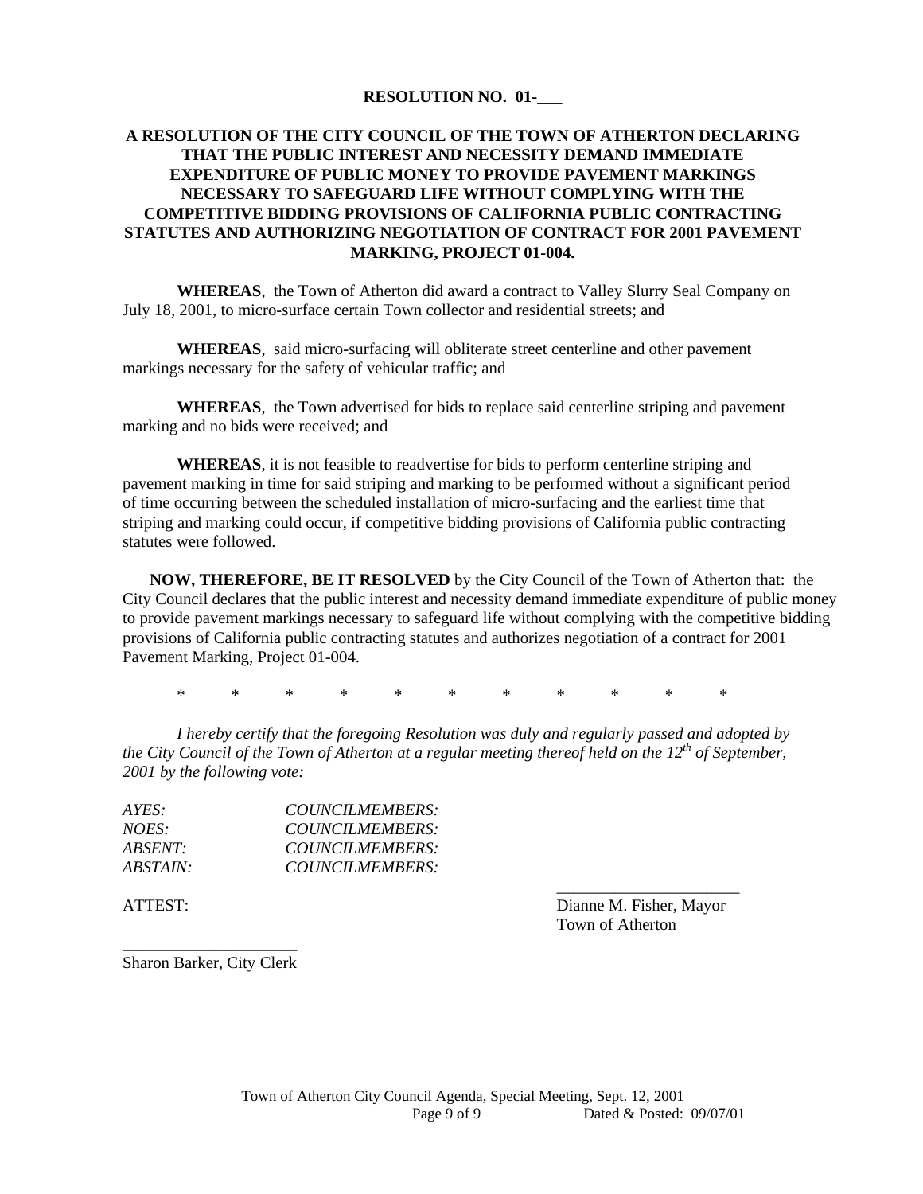**RESOLUTION NO. 01-___**

**A RESOLUTION OF THE CITY COUNCIL OF THE TOWN OF ATHERTON DECLARING THAT THE PUBLIC INTEREST AND NECESSITY DEMAND IMMEDIATE EXPENDITURE OF PUBLIC MONEY TO PROVIDE PAVEMENT MARKINGS NECESSARY TO SAFEGUARD LIFE WITHOUT COMPLYING WITH THE COMPETITIVE BIDDING PROVISIONS OF CALIFORNIA PUBLIC CONTRACTING STATUTES AND AUTHORIZING NEGOTIATION OF CONTRACT FOR 2001 PAVEMENT MARKING, PROJECT 01-004.**

**WHEREAS**, the Town of Atherton did award a contract to Valley Slurry Seal Company on July 18, 2001, to micro-surface certain Town collector and residential streets; and

**WHEREAS**, said micro-surfacing will obliterate street centerline and other pavement markings necessary for the safety of vehicular traffic; and

**WHEREAS**, the Town advertised for bids to replace said centerline striping and pavement marking and no bids were received; and

**WHEREAS**, it is not feasible to readvertise for bids to perform centerline striping and pavement marking in time for said striping and marking to be performed without a significant period of time occurring between the scheduled installation of micro-surfacing and the earliest time that striping and marking could occur, if competitive bidding provisions of California public contracting statutes were followed.

**NOW, THEREFORE, BE IT RESOLVED** by the City Council of the Town of Atherton that: the City Council declares that the public interest and necessity demand immediate expenditure of public money to provide pavement markings necessary to safeguard life without complying with the competitive bidding provisions of California public contracting statutes and authorizes negotiation of a contract for 2001 Pavement Marking, Project 01-004.

\* \* \* \* \* \* \* \* \* \* \*

*I hereby certify that the foregoing Resolution was duly and regularly passed and adopted by the City Council of the Town of Atherton at a regular meeting thereof held on the 12th of September, 2001 by the following vote:*

*AYES: COUNCILMEMBERS:*
*NOES: COUNCILMEMBERS:*
*ABSENT: COUNCILMEMBERS:*
*ABSTAIN: COUNCILMEMBERS:*

______________________
Dianne M. Fisher, Mayor
Town of Atherton

ATTEST:

______________________
Sharon Barker, City Clerk

Town of Atherton City Council Agenda, Special Meeting, Sept. 12, 2001
Dated & Posted: 09/07/01